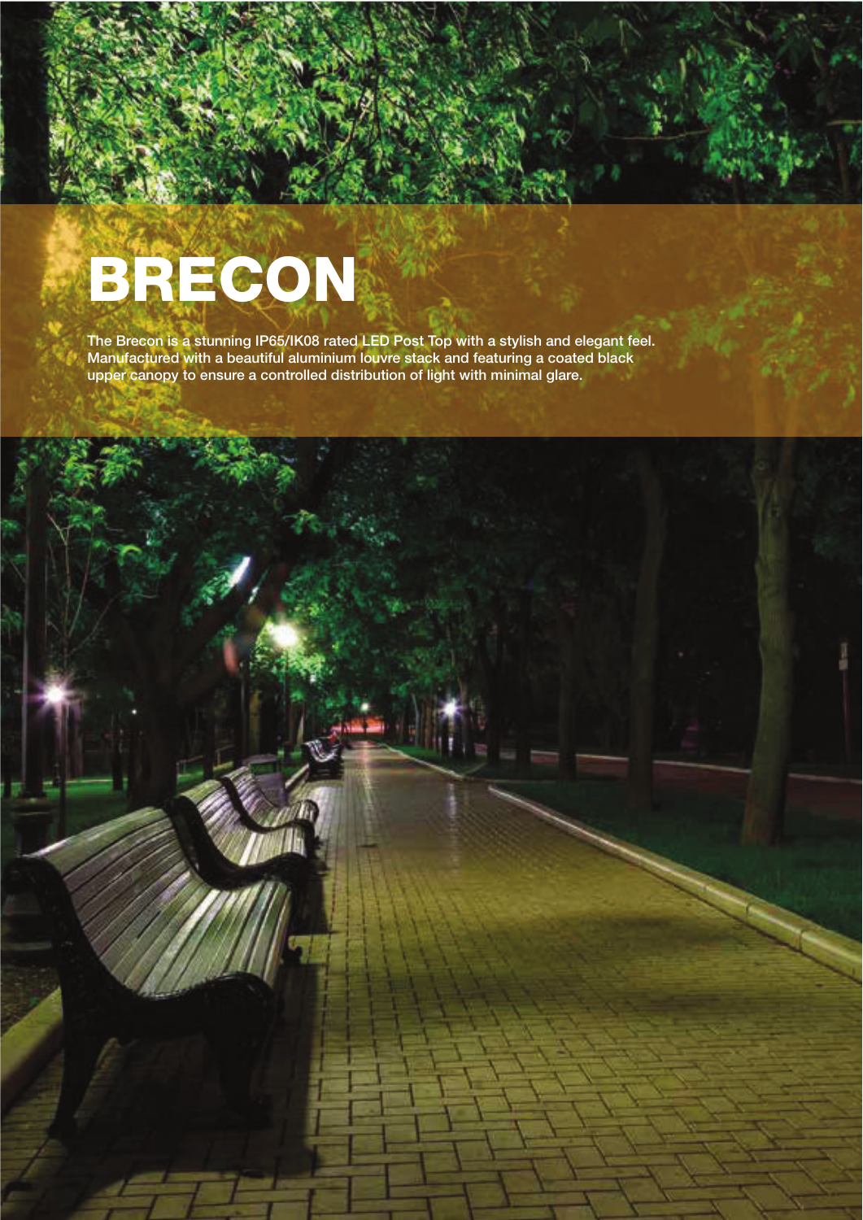# BRECON

The Brecon is a stunning IP65/IK08 rated LED Post Top with a stylish and elegant feel. Manufactured with a beautiful aluminium louvre stack and featuring a coated black upper canopy to ensure a controlled distribution of light with minimal glare.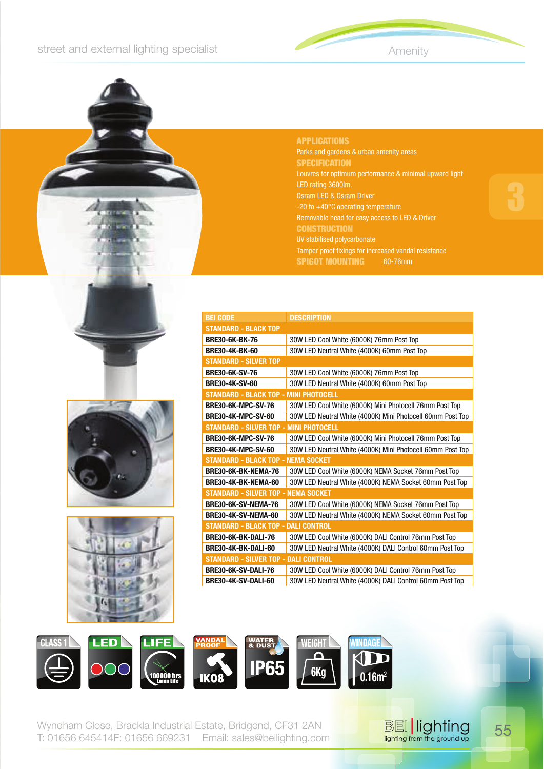## APPLICATIONS

Parks and gardens & urban amenity areas

## SPECIFICATION

Louvres for optimum performance & minimal upward light
LED rating 3600lm.
Osram LED & Osram Driver
-20 to +40°C operating temperature
Removable head for easy access to LED & Driver

## CONSTRUCTION

UV stabilised polycarbonate
Tamper proof fixings for increased vandal resistance

**SPIGOT MOUNTING** 60-76mm

| BEI CODE | DESCRIPTION |
|---|---|
| **STANDARD - BLACK TOP** | |
| BRE30-6K-BK-76 | 30W LED Cool White (6000K) 76mm Post Top |
| BRE30-4K-BK-60 | 30W LED Neutral White (4000K) 60mm Post Top |
| **STANDARD - SILVER TOP** | |
| BRE30-6K-SV-76 | 30W LED Cool White (6000K) 76mm Post Top |
| BRE30-4K-SV-60 | 30W LED Neutral White (4000K) 60mm Post Top |
| **STANDARD - BLACK TOP - MINI PHOTOCELL** | |
| BRE30-6K-MPC-SV-76 | 30W LED Cool White (6000K) Mini Photocell 76mm Post Top |
| BRE30-4K-MPC-SV-60 | 30W LED Neutral White (4000K) Mini Photocell 60mm Post Top |
| **STANDARD - SILVER TOP - MINI PHOTOCELL** | |
| BRE30-6K-MPC-SV-76 | 30W LED Cool White (6000K) Mini Photocell 76mm Post Top |
| BRE30-4K-MPC-SV-60 | 30W LED Neutral White (4000K) Mini Photocell 60mm Post Top |
| **STANDARD - BLACK TOP - NEMA SOCKET** | |
| BRE30-6K-BK-NEMA-76 | 30W LED Cool White (6000K) NEMA Socket 76mm Post Top |
| BRE30-4K-BK-NEMA-60 | 30W LED Neutral White (4000K) NEMA Socket 60mm Post Top |
| **STANDARD - SILVER TOP - NEMA SOCKET** | |
| BRE30-6K-SV-NEMA-76 | 30W LED Cool White (6000K) NEMA Socket 76mm Post Top |
| BRE30-4K-SV-NEMA-60 | 30W LED Neutral White (4000K) NEMA Socket 60mm Post Top |
| **STANDARD - BLACK TOP - DALI CONTROL** | |
| BRE30-6K-BK-DALI-76 | 30W LED Cool White (6000K) DALI Control 76mm Post Top |
| BRE30-4K-BK-DALI-60 | 30W LED Neutral White (4000K) DALI Control 60mm Post Top |
| **STANDARD - SILVER TOP - DALI CONTROL** | |
| BRE30-6K-SV-DALI-76 | 30W LED Cool White (6000K) DALI Control 76mm Post Top |
| BRE30-4K-SV-DALI-60 | 30W LED Neutral White (4000K) DALI Control 60mm Post Top |

CLASS 1 | LED | LIFE 100000 hrs Lamp Life | VANDAL PROOF IK08 | WATER & DUST IP65 | WEIGHT 6Kg | WINDAGE 0.16m²

Wyndham Close, Brackla Industrial Estate, Bridgend, CF31 2AN
T: 01656 645414F: 01656 669231 Email: sales@beilighting.com

BEI lighting — lighting from the ground up